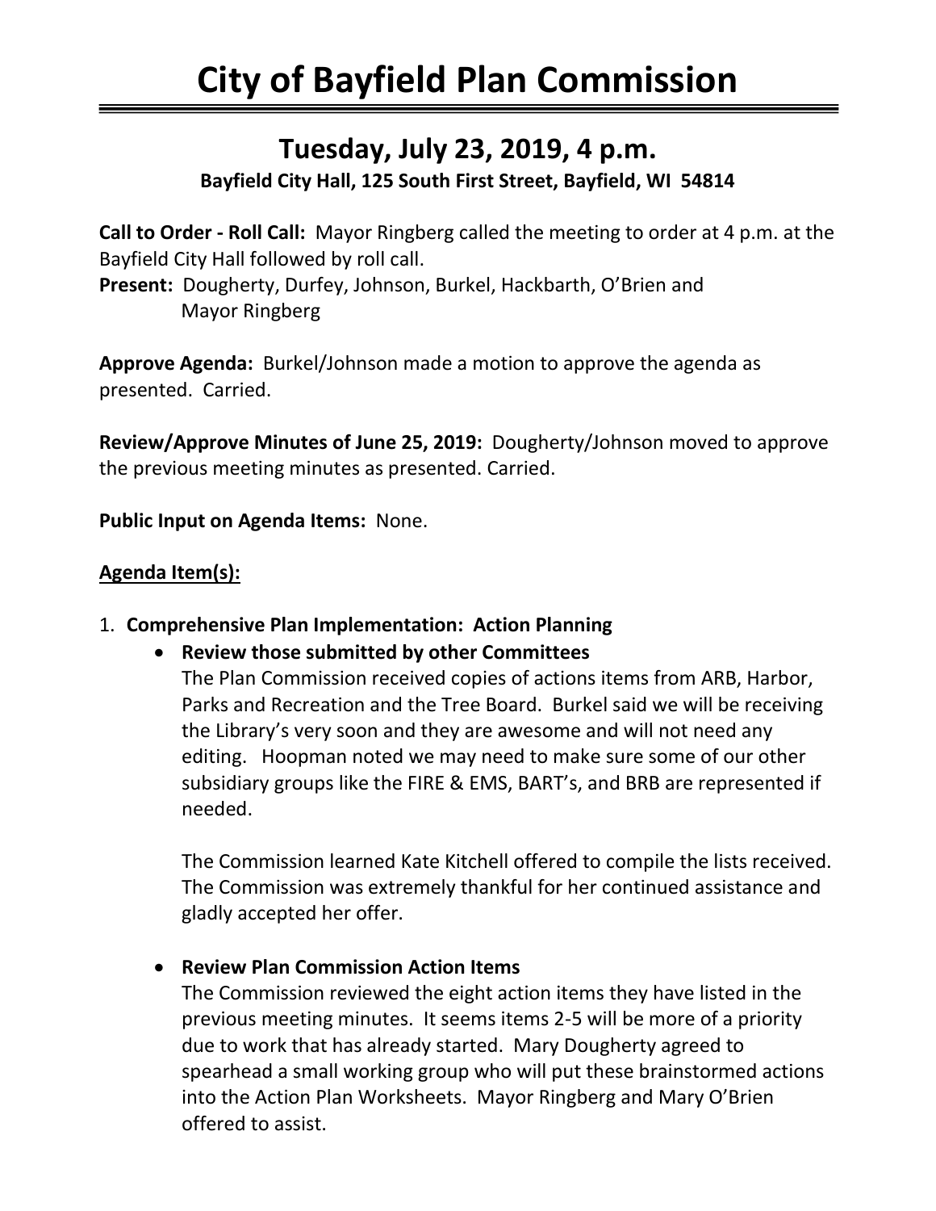# City of Bayfield Plan Commission

## Tuesday, July 23, 2019, 4 p.m.

**Bayfield City Hall, 125 South First Street, Bayfield, WI 54814**

**Call to Order - Roll Call:** Mayor Ringberg called the meeting to order at 4 p.m. at the Bayfield City Hall followed by roll call.

**Present:** Dougherty, Durfey, Johnson, Burkel, Hackbarth, O'Brien and Mayor Ringberg

**Approve Agenda:** Burkel/Johnson made a motion to approve the agenda as presented. Carried.

**Review/Approve Minutes of June 25, 2019:** Dougherty/Johnson moved to approve the previous meeting minutes as presented. Carried.

**Public Input on Agenda Items:** None.

**Agenda Item(s):**

1. **Comprehensive Plan Implementation: Action Planning**
   - **Review those submitted by other Committees**
     The Plan Commission received copies of actions items from ARB, Harbor, Parks and Recreation and the Tree Board. Burkel said we will be receiving the Library's very soon and they are awesome and will not need any editing. Hoopman noted we may need to make sure some of our other subsidiary groups like the FIRE & EMS, BART's, and BRB are represented if needed.

     The Commission learned Kate Kitchell offered to compile the lists received. The Commission was extremely thankful for her continued assistance and gladly accepted her offer.

   - **Review Plan Commission Action Items**
     The Commission reviewed the eight action items they have listed in the previous meeting minutes. It seems items 2-5 will be more of a priority due to work that has already started. Mary Dougherty agreed to spearhead a small working group who will put these brainstormed actions into the Action Plan Worksheets. Mayor Ringberg and Mary O'Brien offered to assist.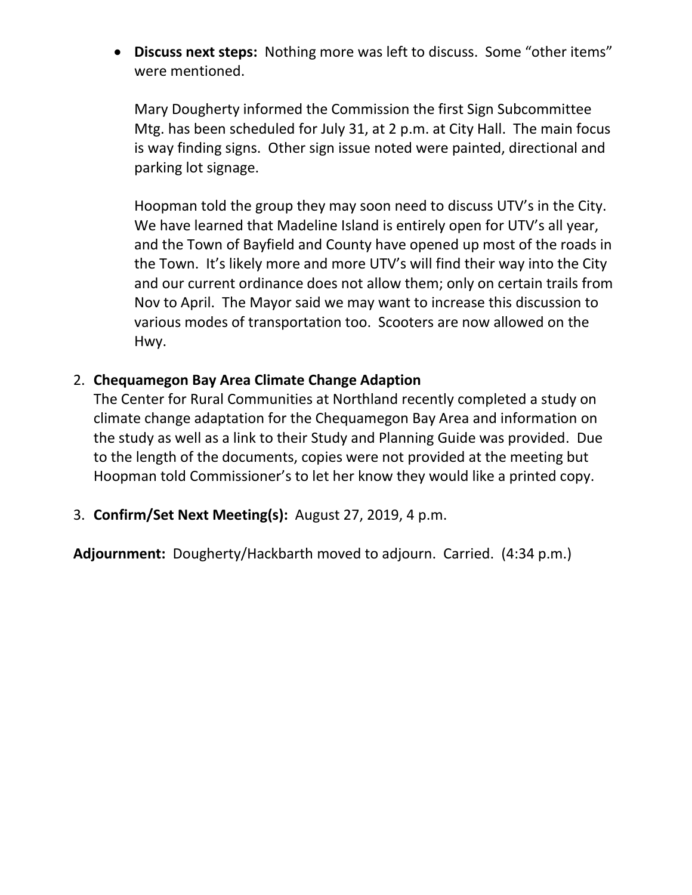- **Discuss next steps:** Nothing more was left to discuss. Some "other items" were mentioned.

  Mary Dougherty informed the Commission the first Sign Subcommittee Mtg. has been scheduled for July 31, at 2 p.m. at City Hall. The main focus is way finding signs. Other sign issue noted were painted, directional and parking lot signage.

  Hoopman told the group they may soon need to discuss UTV's in the City. We have learned that Madeline Island is entirely open for UTV's all year, and the Town of Bayfield and County have opened up most of the roads in the Town. It's likely more and more UTV's will find their way into the City and our current ordinance does not allow them; only on certain trails from Nov to April. The Mayor said we may want to increase this discussion to various modes of transportation too. Scooters are now allowed on the Hwy.

2. **Chequamegon Bay Area Climate Change Adaption**
   The Center for Rural Communities at Northland recently completed a study on climate change adaptation for the Chequamegon Bay Area and information on the study as well as a link to their Study and Planning Guide was provided. Due to the length of the documents, copies were not provided at the meeting but Hoopman told Commissioner's to let her know they would like a printed copy.

3. **Confirm/Set Next Meeting(s):** August 27, 2019, 4 p.m.

**Adjournment:** Dougherty/Hackbarth moved to adjourn. Carried. (4:34 p.m.)